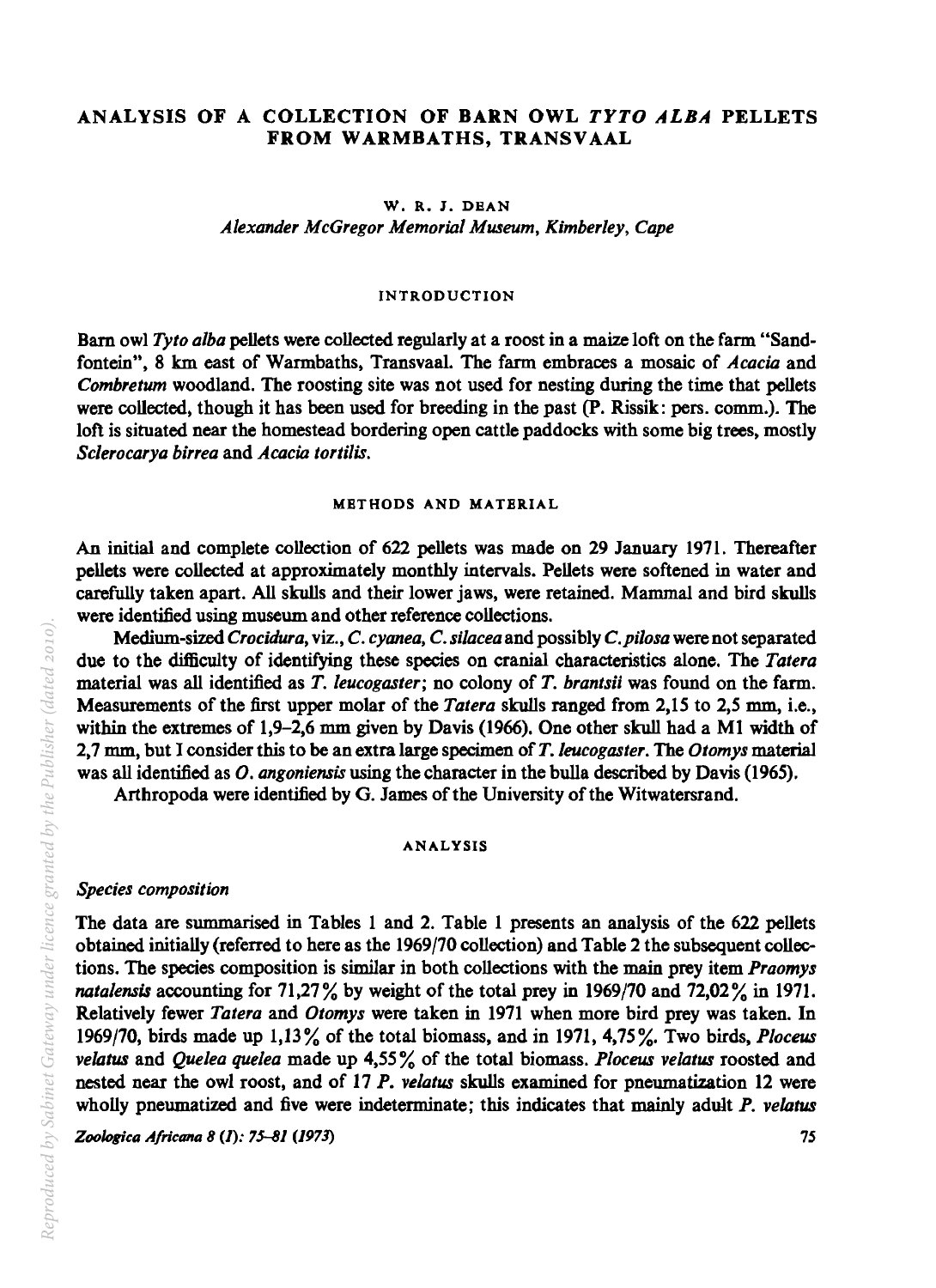# ANALYSIS OF A COLLECTION OF BARN OWL *TYTO ALBA* PELLETS FROM WARMBATHS, TRANSVAAL

W. R. J. DEAN

*Alexander McGregor Memorial Museum, Kimberley, Cape*

## INTRODUCTION

Barn owl *Tyto alba* pellets were collected regularly at a roost in a maize loft on the farm "Sandfontein", 8 km east of Warmbaths, Transvaal. The farm embraces a mosaic of *Acacia* and *Combretum* woodland. The roosting site was not used for nesting during the time that pellets were collected, though it has been used for breeding in the past (P. Rissik: pers. comm.). The loft is situated near the homestead bordering open cattle paddocks with some big trees, mostly *Sclerocarya birrea* and *Acacia tortilis*.

## METHODS AND MATERIAL

An initial and complete collection of 622 pellets was made on 29 January 1971. Thereafter pellets were collected at approximately monthly intervals. Pellets were softened in water and carefully taken apart. All skulls and their lower jaws, were retained. Mammal and bird skulls were identified using museum and other reference collections.

Medium-sized *Crocidura*, viz., *C. cyanea*, *C. silacea* and possibly *C. pilosa* were not separated due to the difficulty of identifying these species on cranial characteristics alone. The *Tatera* material was all identified as *T. leucogaster*; no colony of *T. brantsii* was found on the farm. Measurements of the first upper molar of the *Tatera* skulls ranged from 2,15 to 2,5 mm, i.e., within the extremes of 1,9–2,6 mm given by Davis (1966). One other skull had a M1 width of 2,7 mm, but I consider this to be an extra large specimen of *T. leucogaster*. The *Otomys* material was all identified as *O. angoniensis* using the character in the bulla described by Davis (1965).

Arthropoda were identified by G. James of the University of the Witwatersrand.

## ANALYSIS

### *Species composition*

The data are summarised in Tables 1 and 2. Table 1 presents an analysis of the 622 pellets obtained initially (referred to here as the 1969/70 collection) and Table 2 the subsequent collections. The species composition is similar in both collections with the main prey item *Praomys natalensis* accounting for 71,27% by weight of the total prey in 1969/70 and 72,02% in 1971. Relatively fewer *Tatera* and *Otomys* were taken in 1971 when more bird prey was taken. In 1969/70, birds made up 1,13% of the total biomass, and in 1971, 4,75%. Two birds, *Ploceus velatus* and *Quelea quelea* made up 4,55% of the total biomass. *Ploceus velatus* roosted and nested near the owl roost, and of 17 *P. velatus* skulls examined for pneumatization 12 were wholly pneumatized and five were indeterminate; this indicates that mainly adult *P. velatus*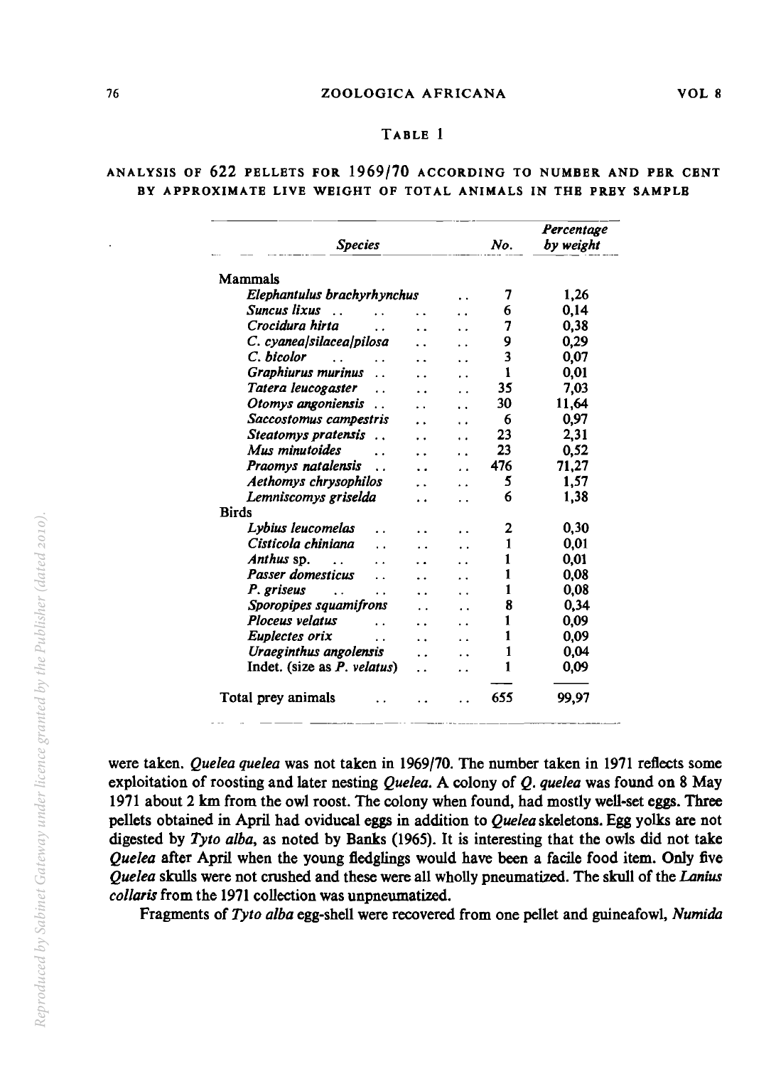TABLE 1

ANALYSIS OF 622 PELLETS FOR 1969/70 ACCORDING TO NUMBER AND PER CENT BY APPROXIMATE LIVE WEIGHT OF TOTAL ANIMALS IN THE PREY SAMPLE

| *Species* | *No.* | *Percentage by weight* |
|---|---|---|
| Mammals | | |
| *Elephantulus brachyrhynchus* | 7 | 1,26 |
| *Suncus lixus* | 6 | 0,14 |
| *Crocidura hirta* | 7 | 0,38 |
| *C. cyanea/silacea/pilosa* | 9 | 0,29 |
| *C. bicolor* | 3 | 0,07 |
| *Graphiurus murinus* | 1 | 0,01 |
| *Tatera leucogaster* | 35 | 7,03 |
| *Otomys angoniensis* | 30 | 11,64 |
| *Saccostomus campestris* | 6 | 0,97 |
| *Steatomys pratensis* | 23 | 2,31 |
| *Mus minutoides* | 23 | 0,52 |
| *Praomys natalensis* | 476 | 71,27 |
| *Aethomys chrysophilos* | 5 | 1,57 |
| *Lemniscomys griselda* | 6 | 1,38 |
| Birds | | |
| *Lybius leucomelas* | 2 | 0,30 |
| *Cisticola chiniana* | 1 | 0,01 |
| *Anthus* sp. | 1 | 0,01 |
| *Passer domesticus* | 1 | 0,08 |
| *P. griseus* | 1 | 0,08 |
| *Sporopipes squamifrons* | 8 | 0,34 |
| *Ploceus velatus* | 1 | 0,09 |
| *Euplectes orix* | 1 | 0,09 |
| *Uraeginthus angolensis* | 1 | 0,04 |
| Indet. (size as *P. velatus*) | 1 | 0,09 |
| Total prey animals | 655 | 99,97 |

were taken. *Quelea quelea* was not taken in 1969/70. The number taken in 1971 reflects some exploitation of roosting and later nesting *Quelea*. A colony of *Q. quelea* was found on 8 May 1971 about 2 km from the owl roost. The colony when found, had mostly well-set eggs. Three pellets obtained in April had oviducal eggs in addition to *Quelea* skeletons. Egg yolks are not digested by *Tyto alba*, as noted by Banks (1965). It is interesting that the owls did not take *Quelea* after April when the young fledglings would have been a facile food item. Only five *Quelea* skulls were not crushed and these were all wholly pneumatized. The skull of the *Lanius collaris* from the 1971 collection was unpneumatized.

Fragments of *Tyto alba* egg-shell were recovered from one pellet and guineafowl, *Numida*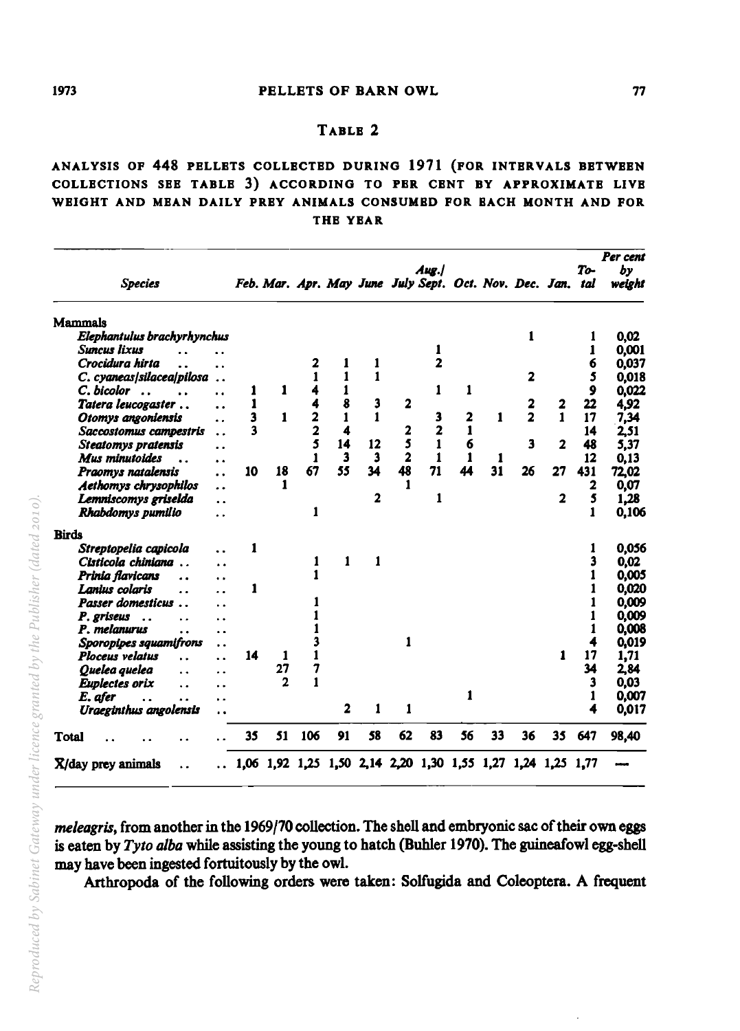## Table 2

ANALYSIS OF 448 PELLETS COLLECTED DURING 1971 (FOR INTERVALS BETWEEN COLLECTIONS SEE TABLE 3) ACCORDING TO PER CENT BY APPROXIMATE LIVE WEIGHT AND MEAN DAILY PREY ANIMALS CONSUMED FOR EACH MONTH AND FOR THE YEAR

| *Species* | *Feb.* | *Mar.* | *Apr.* | *May* | *June* | *July* | *Aug./ Sept.* | *Oct.* | *Nov.* | *Dec.* | *Jan.* | *Total* | *Per cent by weight* |
|---|---|---|---|---|---|---|---|---|---|---|---|---|---|
| **Mammals** | | | | | | | | | | | | | |
| *Elephantulus brachyrhynchus* | | | | | | | | | | 1 | | 1 | 0,02 |
| *Suncus lixus* | | | | | | | 1 | | | | | 1 | 0,001 |
| *Crocidura hirta* | | | 2 | 1 | 1 | | 2 | | | | | 6 | 0,037 |
| *C. cyaneas/silacea/pilosa* | | | 1 | 1 | 1 | | | | | 2 | | 5 | 0,018 |
| *C. bicolor* | 1 | 1 | 4 | 1 | | | 1 | 1 | | | | 9 | 0,022 |
| *Tatera leucogaster* | 1 | | 4 | 8 | 3 | 2 | | | | 2 | 2 | 22 | 4,92 |
| *Otomys angoniensis* | 3 | 1 | 2 | 1 | 1 | | 3 | 2 | 1 | 2 | 1 | 17 | 7,34 |
| *Saccostomus campestris* | 3 | | 2 | 4 | | 2 | 2 | 1 | | | | 14 | 2,51 |
| *Steatomys pratensis* | | | 5 | 14 | 12 | 5 | 1 | 6 | | 3 | 2 | 48 | 5,37 |
| *Mus minutoides* | | | 1 | 3 | 3 | 2 | 1 | 1 | 1 | | | 12 | 0,13 |
| *Praomys natalensis* | 10 | 18 | 67 | 55 | 34 | 48 | 71 | 44 | 31 | 26 | 27 | 431 | 72,02 |
| *Aethomys chrysophilos* | | 1 | | | | 1 | | | | | | 2 | 0,07 |
| *Lemniscomys griselda* | | | | | 2 | | 1 | | | | 2 | 5 | 1,28 |
| *Rhabdomys pumilio* | | | 1 | | | | | | | | | 1 | 0,106 |
| **Birds** | | | | | | | | | | | | | |
| *Streptopelia capicola* | 1 | | | | | | | | | | | 1 | 0,056 |
| *Cisticola chiniana* | | | 1 | 1 | 1 | | | | | | | 3 | 0,02 |
| *Prinia flavicans* | | | 1 | | | | | | | | | 1 | 0,005 |
| *Lanius colaris* | 1 | | | | | | | | | | | 1 | 0,020 |
| *Passer domesticus* | | | 1 | | | | | | | | | 1 | 0,009 |
| *P. griseus* | | | 1 | | | | | | | | | 1 | 0,009 |
| *P. melanurus* | | | 1 | | | | | | | | | 1 | 0,008 |
| *Sporopipes squamifrons* | | | 3 | | | 1 | | | | | | 4 | 0,019 |
| *Ploceus velatus* | 14 | 1 | 1 | | | | | | | | 1 | 17 | 1,71 |
| *Quelea quelea* | | 27 | 7 | | | | | | | | | 34 | 2,84 |
| *Euplectes orix* | | 2 | 1 | | | | | | | | | 3 | 0,03 |
| *E. afer* | | | | | | | | 1 | | | | 1 | 0,007 |
| *Uraeginthus angolensis* | | | | 2 | 1 | 1 | | | | | | 4 | 0,017 |
| **Total** | 35 | 51 | 106 | 91 | 58 | 62 | 83 | 56 | 33 | 36 | 35 | 647 | 98,40 |
| $\bar{X}$/day prey animals | 1,06 | 1,92 | 1,25 | 1,50 | 2,14 | 2,20 | 1,30 | 1,55 | 1,27 | 1,24 | 1,25 | 1,77 | — |

*meleagris*, from another in the 1969/70 collection. The shell and embryonic sac of their own eggs is eaten by *Tyto alba* while assisting the young to hatch (Buhler 1970). The guineafowl egg-shell may have been ingested fortuitously by the owl.

Arthropoda of the following orders were taken: Solfugida and Coleoptera. A frequent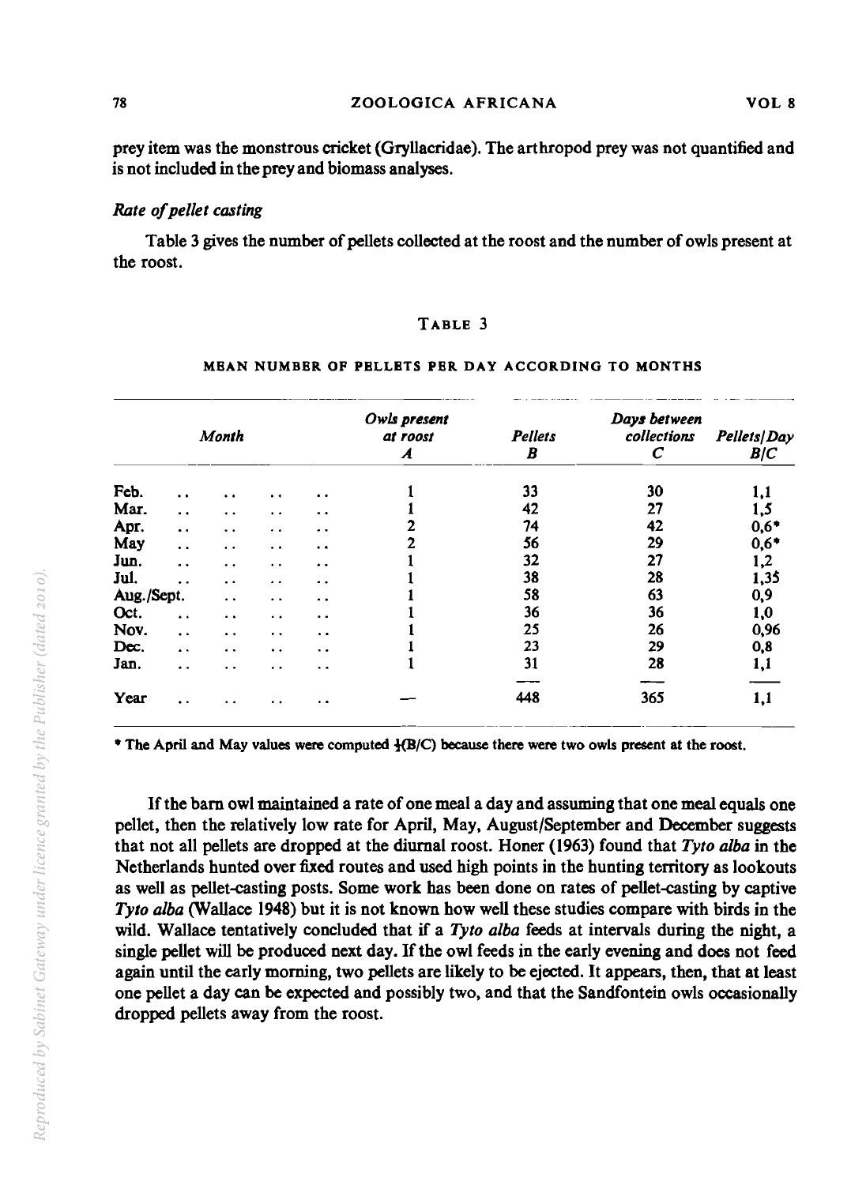prey item was the monstrous cricket (Gryllacridae). The arthropod prey was not quantified and is not included in the prey and biomass analyses.

*Rate of pellet casting*

Table 3 gives the number of pellets collected at the roost and the number of owls present at the roost.

TABLE 3

MEAN NUMBER OF PELLETS PER DAY ACCORDING TO MONTHS

| *Month* | *Owls present at roost* *A* | *Pellets* *B* | *Days between collections* *C* | *Pellets/Day* *B/C* |
|---|---|---|---|---|
| Feb. | 1 | 33 | 30 | 1,1 |
| Mar. | 1 | 42 | 27 | 1,5 |
| Apr. | 2 | 74 | 42 | 0,6* |
| May | 2 | 56 | 29 | 0,6* |
| Jun. | 1 | 32 | 27 | 1,2 |
| Jul. | 1 | 38 | 28 | 1,35 |
| Aug./Sept. | 1 | 58 | 63 | 0,9 |
| Oct. | 1 | 36 | 36 | 1,0 |
| Nov. | 1 | 25 | 26 | 0,96 |
| Dec. | 1 | 23 | 29 | 0,8 |
| Jan. | 1 | 31 | 28 | 1,1 |
| Year | — | 448 | 365 | 1,1 |

\* The April and May values were computed ½(B/C) because there were two owls present at the roost.

If the barn owl maintained a rate of one meal a day and assuming that one meal equals one pellet, then the relatively low rate for April, May, August/September and December suggests that not all pellets are dropped at the diurnal roost. Honer (1963) found that *Tyto alba* in the Netherlands hunted over fixed routes and used high points in the hunting territory as lookouts as well as pellet-casting posts. Some work has been done on rates of pellet-casting by captive *Tyto alba* (Wallace 1948) but it is not known how well these studies compare with birds in the wild. Wallace tentatively concluded that if a *Tyto alba* feeds at intervals during the night, a single pellet will be produced next day. If the owl feeds in the early evening and does not feed again until the early morning, two pellets are likely to be ejected. It appears, then, that at least one pellet a day can be expected and possibly two, and that the Sandfontein owls occasionally dropped pellets away from the roost.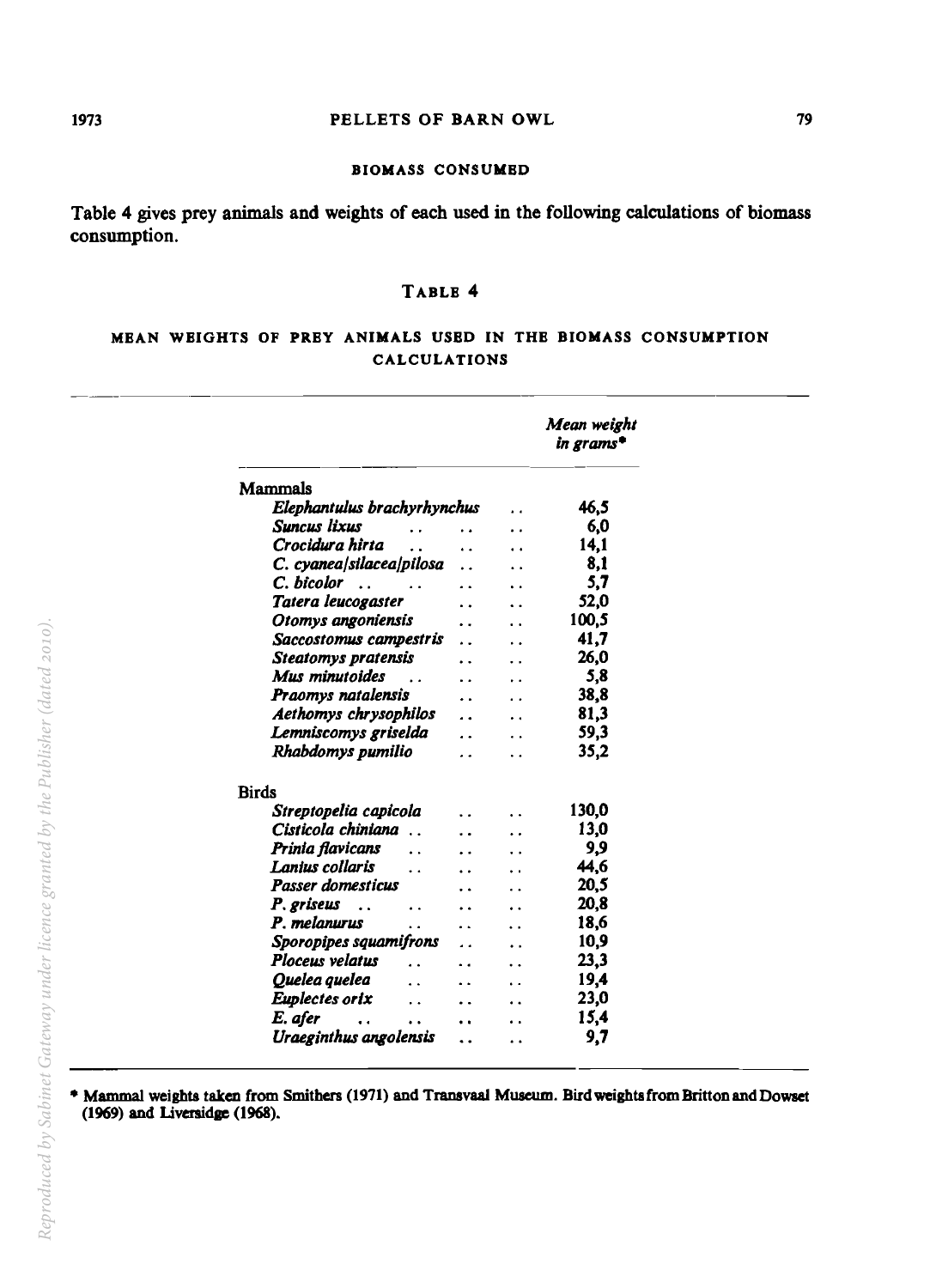## BIOMASS CONSUMED

Table 4 gives prey animals and weights of each used in the following calculations of biomass consumption.

### TABLE 4

### MEAN WEIGHTS OF PREY ANIMALS USED IN THE BIOMASS CONSUMPTION CALCULATIONS

| | *Mean weight in grams** |
|---|---|
| **Mammals** | |
| *Elephantulus brachyrhynchus* | 46,5 |
| *Suncus lixus* | 6,0 |
| *Crocidura hirta* | 14,1 |
| *C. cyanea/silacea/pilosa* | 8,1 |
| *C. bicolor* | 5,7 |
| *Tatera leucogaster* | 52,0 |
| *Otomys angoniensis* | 100,5 |
| *Saccostomus campestris* | 41,7 |
| *Steatomys pratensis* | 26,0 |
| *Mus minutoides* | 5,8 |
| *Praomys natalensis* | 38,8 |
| *Aethomys chrysophilos* | 81,3 |
| *Lemniscomys griselda* | 59,3 |
| *Rhabdomys pumilio* | 35,2 |
| **Birds** | |
| *Streptopelia capicola* | 130,0 |
| *Cisticola chiniana* | 13,0 |
| *Prinia flavicans* | 9,9 |
| *Lanius collaris* | 44,6 |
| *Passer domesticus* | 20,5 |
| *P. griseus* | 20,8 |
| *P. melanurus* | 18,6 |
| *Sporopipes squamifrons* | 10,9 |
| *Ploceus velatus* | 23,3 |
| *Quelea quelea* | 19,4 |
| *Euplectes orix* | 23,0 |
| *E. afer* | 15,4 |
| *Uraeginthus angolensis* | 9,7 |

\* Mammal weights taken from Smithers (1971) and Transvaal Museum. Bird weights from Britton and Dowset (1969) and Liversidge (1968).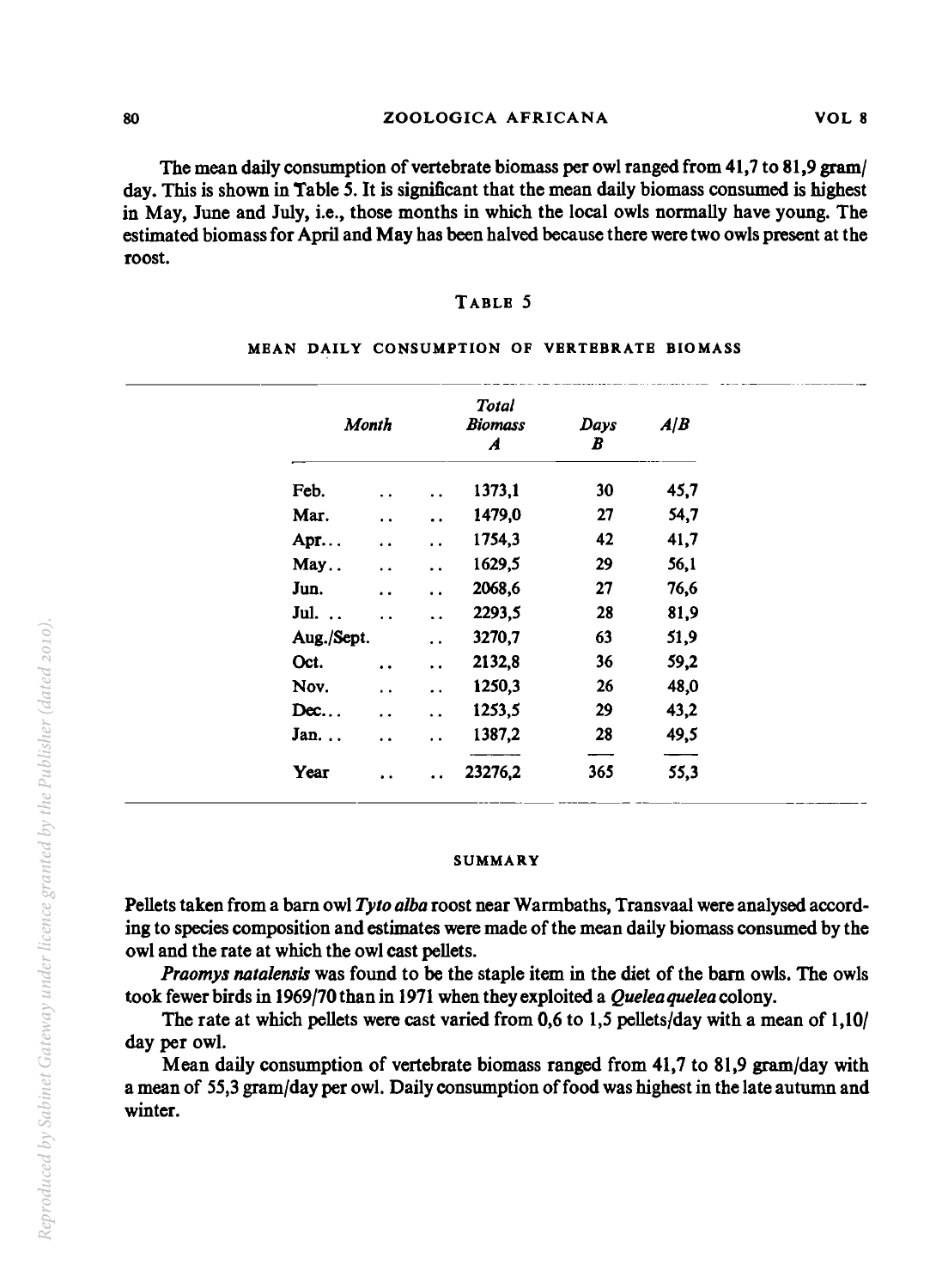The mean daily consumption of vertebrate biomass per owl ranged from 41,7 to 81,9 gram/day. This is shown in Table 5. It is significant that the mean daily biomass consumed is highest in May, June and July, i.e., those months in which the local owls normally have young. The estimated biomass for April and May has been halved because there were two owls present at the roost.

TABLE 5

MEAN DAILY CONSUMPTION OF VERTEBRATE BIOMASS

| *Month* | *Total Biomass* *A* | *Days* *B* | *A/B* |
|---|---|---|---|
| Feb. .. .. | 1373,1 | 30 | 45,7 |
| Mar. .. .. | 1479,0 | 27 | 54,7 |
| Apr... .. .. | 1754,3 | 42 | 41,7 |
| May.. .. .. | 1629,5 | 29 | 56,1 |
| Jun. .. .. | 2068,6 | 27 | 76,6 |
| Jul. .. .. .. | 2293,5 | 28 | 81,9 |
| Aug./Sept. .. | 3270,7 | 63 | 51,9 |
| Oct. .. .. | 2132,8 | 36 | 59,2 |
| Nov. .. .. | 1250,3 | 26 | 48,0 |
| Dec... .. .. | 1253,5 | 29 | 43,2 |
| Jan... .. .. | 1387,2 | 28 | 49,5 |
| Year .. .. | 23276,2 | 365 | 55,3 |

## SUMMARY

Pellets taken from a barn owl *Tyto alba* roost near Warmbaths, Transvaal were analysed according to species composition and estimates were made of the mean daily biomass consumed by the owl and the rate at which the owl cast pellets.

*Praomys natalensis* was found to be the staple item in the diet of the barn owls. The owls took fewer birds in 1969/70 than in 1971 when they exploited a *Quelea quelea* colony.

The rate at which pellets were cast varied from 0,6 to 1,5 pellets/day with a mean of 1,10/day per owl.

Mean daily consumption of vertebrate biomass ranged from 41,7 to 81,9 gram/day with a mean of 55,3 gram/day per owl. Daily consumption of food was highest in the late autumn and winter.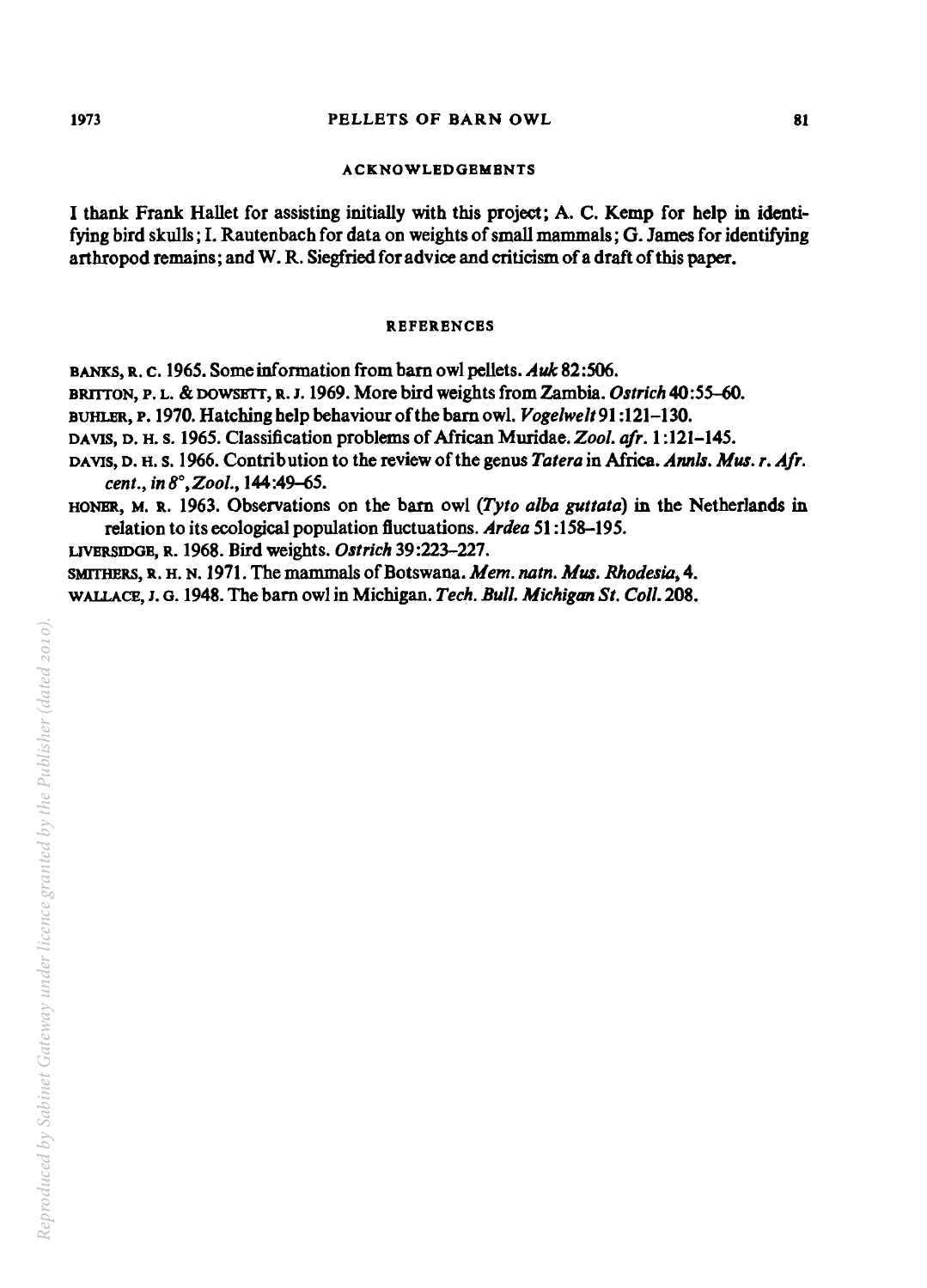## ACKNOWLEDGEMENTS

I thank Frank Hallet for assisting initially with this project; A. C. Kemp for help in identifying bird skulls; I. Rautenbach for data on weights of small mammals; G. James for identifying arthropod remains; and W. R. Siegfried for advice and criticism of a draft of this paper.

## REFERENCES

BANKS, R. C. 1965. Some information from barn owl pellets. *Auk* 82:506.

BRITTON, P. L. & DOWSETT, R. J. 1969. More bird weights from Zambia. *Ostrich* 40:55–60.

BUHLER, P. 1970. Hatching help behaviour of the barn owl. *Vogelwelt* 91:121–130.

DAVIS, D. H. S. 1965. Classification problems of African Muridae. *Zool. afr.* 1:121–145.

DAVIS, D. H. S. 1966. Contribution to the review of the genus *Tatera* in Africa. *Annls. Mus. r. Afr. cent., in 8°, Zool.*, 144:49–65.

HONER, M. R. 1963. Observations on the barn owl (*Tyto alba guttata*) in the Netherlands in relation to its ecological population fluctuations. *Ardea* 51:158–195.

LIVERSIDGE, R. 1968. Bird weights. *Ostrich* 39:223–227.

SMITHERS, R. H. N. 1971. The mammals of Botswana. *Mem. natn. Mus. Rhodesia*, 4.

WALLACE, J. G. 1948. The barn owl in Michigan. *Tech. Bull. Michigan St. Coll.* 208.